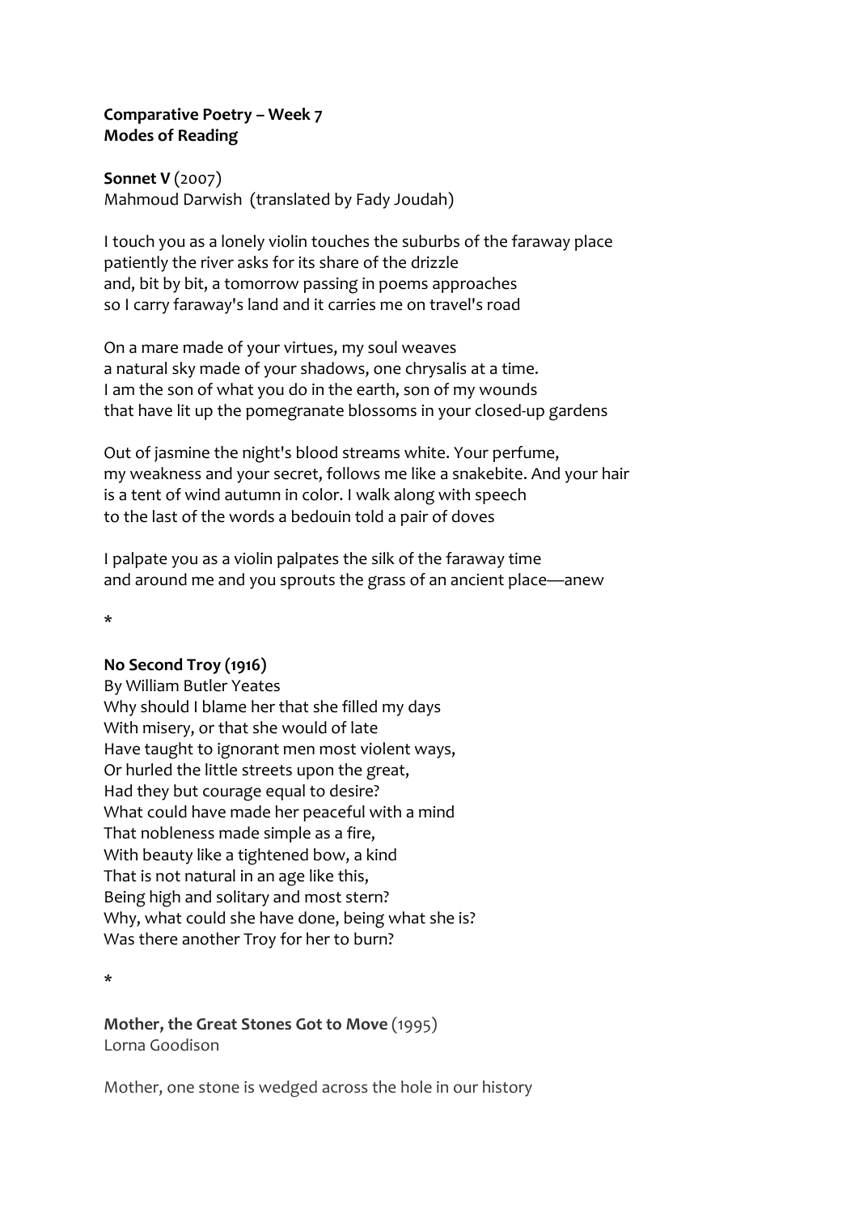**Comparative Poetry – Week 7**
**Modes of Reading**

**Sonnet V** (2007)
Mahmoud Darwish (translated by Fady Joudah)

I touch you as a lonely violin touches the suburbs of the faraway place
patiently the river asks for its share of the drizzle
and, bit by bit, a tomorrow passing in poems approaches
so I carry faraway's land and it carries me on travel's road

On a mare made of your virtues, my soul weaves
a natural sky made of your shadows, one chrysalis at a time.
I am the son of what you do in the earth, son of my wounds
that have lit up the pomegranate blossoms in your closed-up gardens

Out of jasmine the night's blood streams white. Your perfume,
my weakness and your secret, follows me like a snakebite. And your hair
is a tent of wind autumn in color. I walk along with speech
to the last of the words a bedouin told a pair of doves

I palpate you as a violin palpates the silk of the faraway time
and around me and you sprouts the grass of an ancient place—anew

*

**No Second Troy (1916)**
By William Butler Yeates
Why should I blame her that she filled my days
With misery, or that she would of late
Have taught to ignorant men most violent ways,
Or hurled the little streets upon the great,
Had they but courage equal to desire?
What could have made her peaceful with a mind
That nobleness made simple as a fire,
With beauty like a tightened bow, a kind
That is not natural in an age like this,
Being high and solitary and most stern?
Why, what could she have done, being what she is?
Was there another Troy for her to burn?

*

**Mother, the Great Stones Got to Move** (1995)
Lorna Goodison

Mother, one stone is wedged across the hole in our history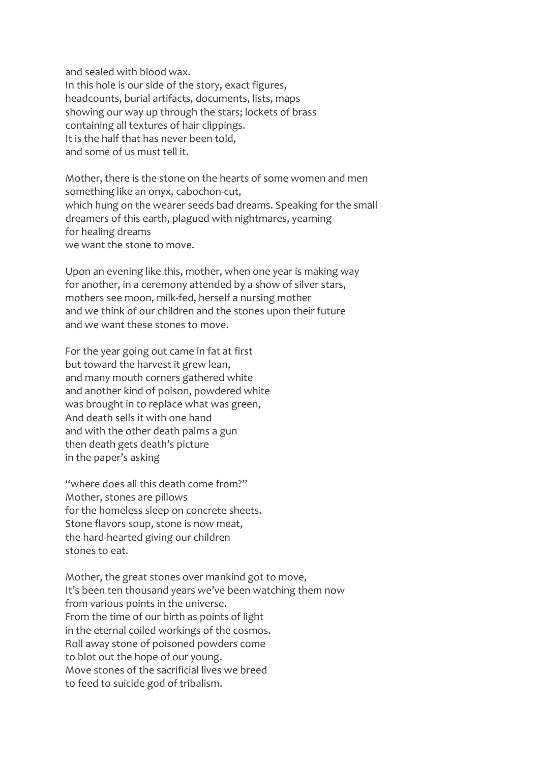and sealed with blood wax.
In this hole is our side of the story, exact figures,
headcounts, burial artifacts, documents, lists, maps
showing our way up through the stars; lockets of brass
containing all textures of hair clippings.
It is the half that has never been told,
and some of us must tell it.

Mother, there is the stone on the hearts of some women and men
something like an onyx, cabochon-cut,
which hung on the wearer seeds bad dreams. Speaking for the small
dreamers of this earth, plagued with nightmares, yearning
for healing dreams
we want the stone to move.

Upon an evening like this, mother, when one year is making way
for another, in a ceremony attended by a show of silver stars,
mothers see moon, milk-fed, herself a nursing mother
and we think of our children and the stones upon their future
and we want these stones to move.

For the year going out came in fat at first
but toward the harvest it grew lean,
and many mouth corners gathered white
and another kind of poison, powdered white
was brought in to replace what was green,
And death sells it with one hand
and with the other death palms a gun
then death gets death's picture
in the paper's asking

"where does all this death come from?"
Mother, stones are pillows
for the homeless sleep on concrete sheets.
Stone flavors soup, stone is now meat,
the hard-hearted giving our children
stones to eat.

Mother, the great stones over mankind got to move,
It's been ten thousand years we've been watching them now
from various points in the universe.
From the time of our birth as points of light
in the eternal coiled workings of the cosmos.
Roll away stone of poisoned powders come
to blot out the hope of our young.
Move stones of the sacrificial lives we breed
to feed to suicide god of tribalism.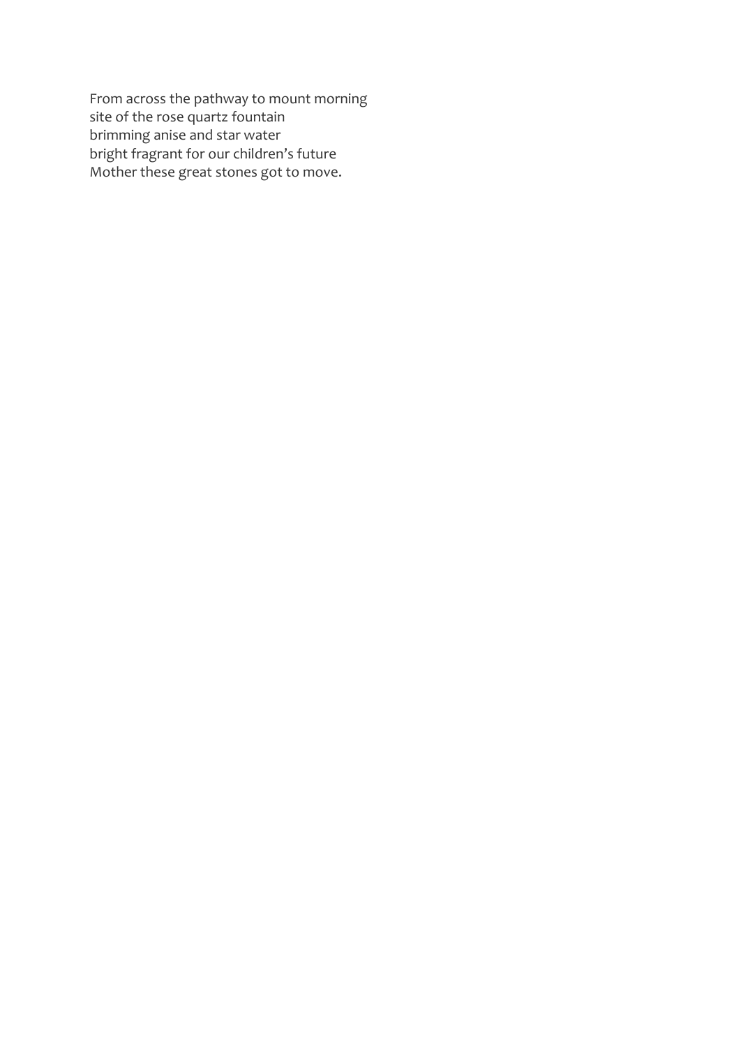From across the pathway to mount morning  
site of the rose quartz fountain  
brimming anise and star water  
bright fragrant for our children's future  
Mother these great stones got to move.